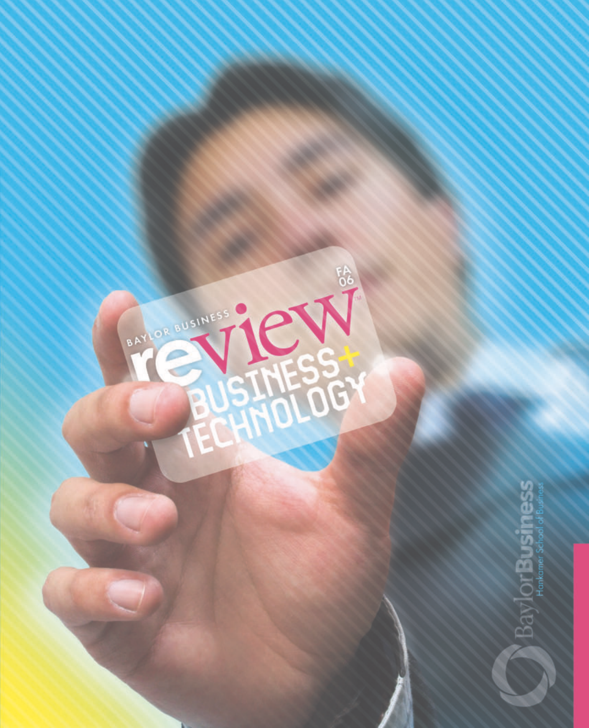BAYLOR BUSINESS

# review

FA 06

## BUSINESS + TECHNOLOGY

Baylor Business
Hankamer School of Business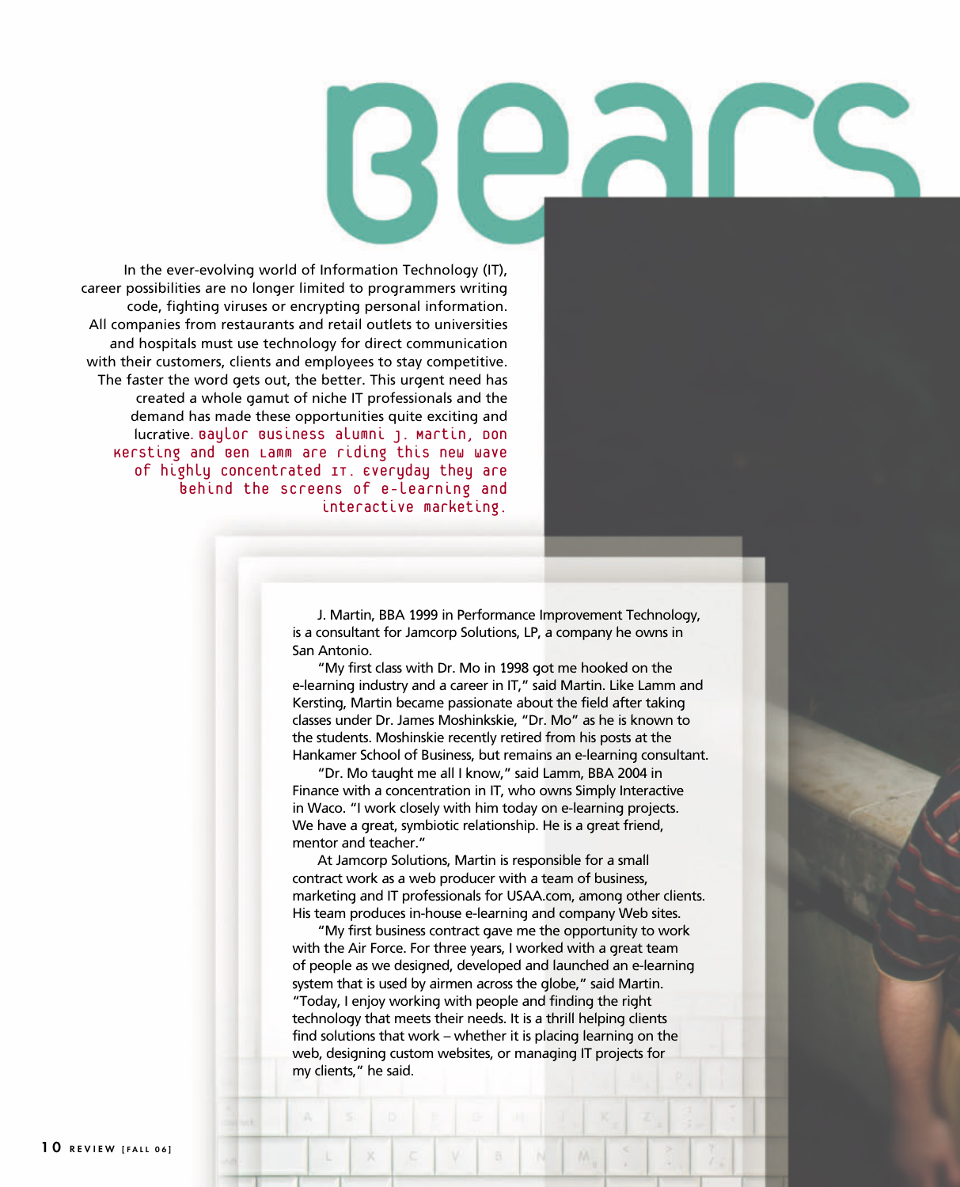# Bears

In the ever-evolving world of Information Technology (IT), career possibilities are no longer limited to programmers writing code, fighting viruses or encrypting personal information. All companies from restaurants and retail outlets to universities and hospitals must use technology for direct communication with their customers, clients and employees to stay competitive. The faster the word gets out, the better. This urgent need has created a whole gamut of niche IT professionals and the demand has made these opportunities quite exciting and lucrative. **Baylor Business alumni J. Martin, Don Kersting and Ben Lamm are riding this new wave of highly concentrated IT. Everyday they are behind the screens of e-learning and interactive marketing.**

J. Martin, BBA 1999 in Performance Improvement Technology, is a consultant for Jamcorp Solutions, LP, a company he owns in San Antonio.

"My first class with Dr. Mo in 1998 got me hooked on the e-learning industry and a career in IT," said Martin. Like Lamm and Kersting, Martin became passionate about the field after taking classes under Dr. James Moshinkskie, "Dr. Mo" as he is known to the students. Moshinskie recently retired from his posts at the Hankamer School of Business, but remains an e-learning consultant.

"Dr. Mo taught me all I know," said Lamm, BBA 2004 in Finance with a concentration in IT, who owns Simply Interactive in Waco. "I work closely with him today on e-learning projects. We have a great, symbiotic relationship. He is a great friend, mentor and teacher."

At Jamcorp Solutions, Martin is responsible for a small contract work as a web producer with a team of business, marketing and IT professionals for USAA.com, among other clients. His team produces in-house e-learning and company Web sites.

"My first business contract gave me the opportunity to work with the Air Force. For three years, I worked with a great team of people as we designed, developed and launched an e-learning system that is used by airmen across the globe," said Martin. "Today, I enjoy working with people and finding the right technology that meets their needs. It is a thrill helping clients find solutions that work – whether it is placing learning on the web, designing custom websites, or managing IT projects for my clients," he said.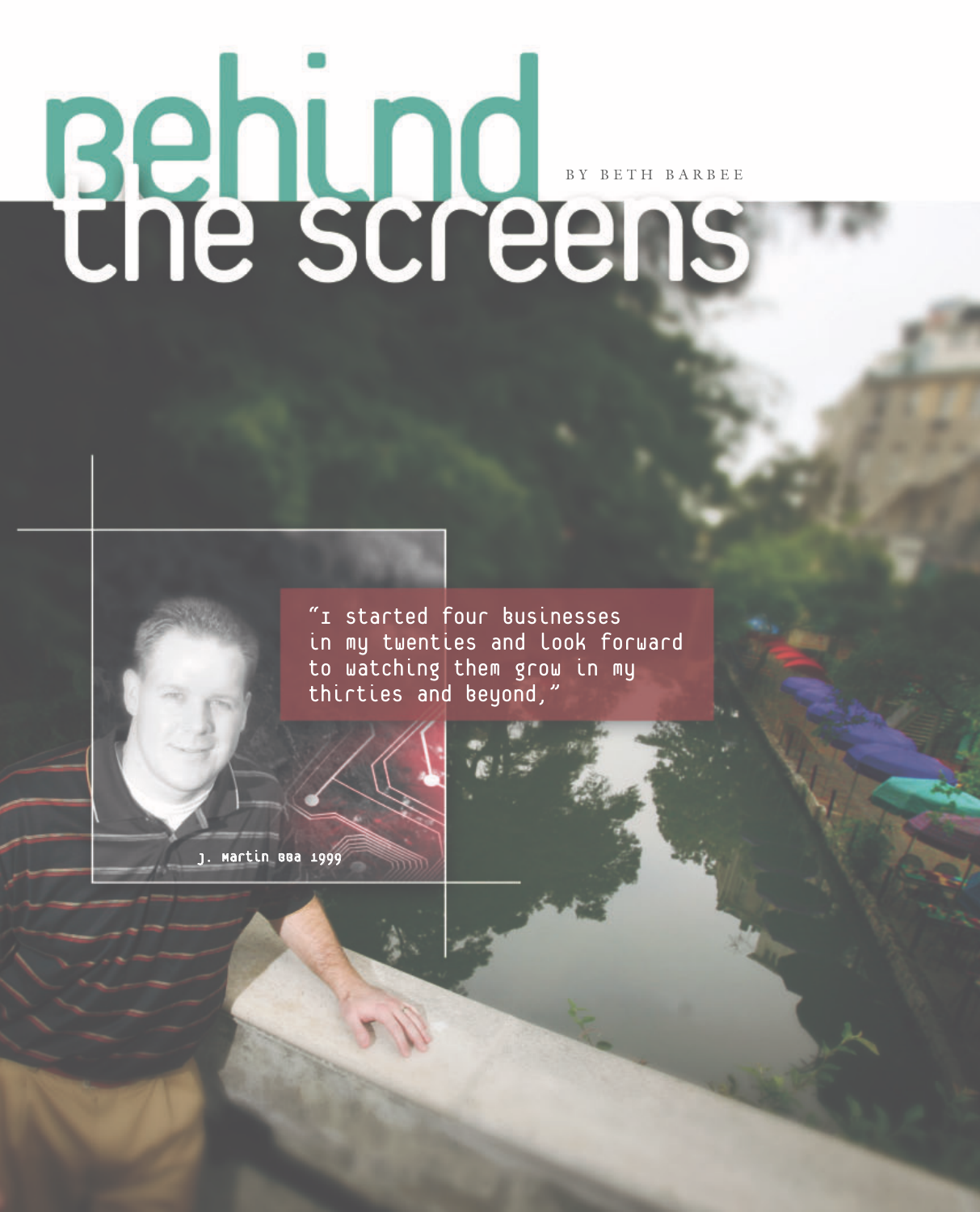# Behind the screens

BY BETH BARBEE

"I started four businesses in my twenties and look forward to watching them grow in my thirties and beyond,"

J. Martin BBA 1999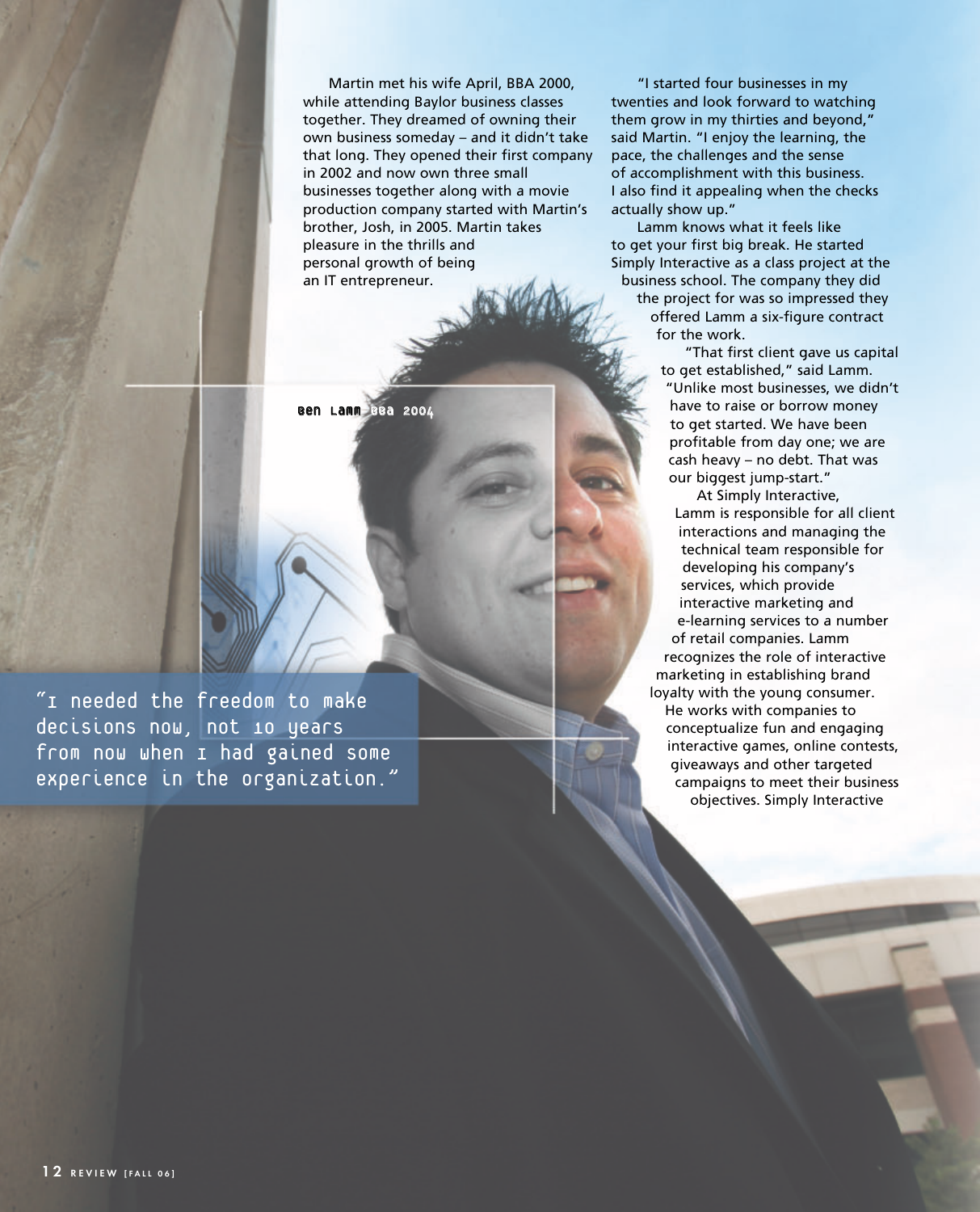Martin met his wife April, BBA 2000, while attending Baylor business classes together. They dreamed of owning their own business someday – and it didn't take that long. They opened their first company in 2002 and now own three small businesses together along with a movie production company started with Martin's brother, Josh, in 2005. Martin takes pleasure in the thrills and personal growth of being an IT entrepreneur.

"I started four businesses in my twenties and look forward to watching them grow in my thirties and beyond," said Martin. "I enjoy the learning, the pace, the challenges and the sense of accomplishment with this business. I also find it appealing when the checks actually show up."

Lamm knows what it feels like to get your first big break. He started Simply Interactive as a class project at the business school. The company they did the project for was so impressed they offered Lamm a six-figure contract for the work.

"That first client gave us capital to get established," said Lamm. "Unlike most businesses, we didn't have to raise or borrow money to get started. We have been profitable from day one; we are cash heavy – no debt. That was our biggest jump-start."

At Simply Interactive, Lamm is responsible for all client interactions and managing the technical team responsible for developing his company's services, which provide interactive marketing and e-learning services to a number of retail companies. Lamm recognizes the role of interactive marketing in establishing brand loyalty with the young consumer. He works with companies to conceptualize fun and engaging interactive games, online contests, giveaways and other targeted campaigns to meet their business objectives. Simply Interactive

Ben Lamm BBA 2004

"I needed the freedom to make decisions now, not 10 years from now when I had gained some experience in the organization."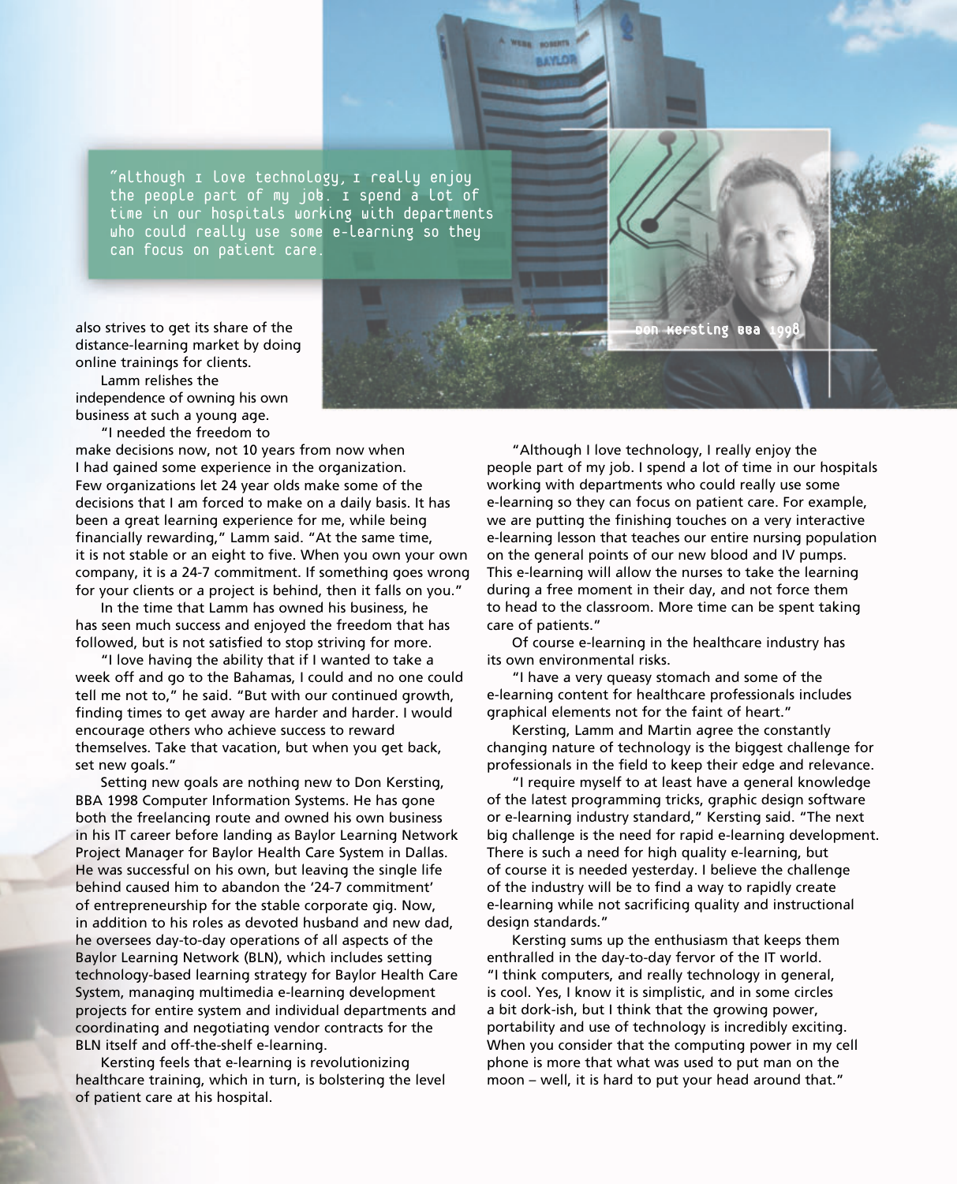"Although I love technology, I really enjoy the people part of my job. I spend a lot of time in our hospitals working with departments who could really use some e-learning so they can focus on patient care.

Don Kersting BBA 1998

also strives to get its share of the distance-learning market by doing online trainings for clients.

Lamm relishes the independence of owning his own business at such a young age.

"I needed the freedom to make decisions now, not 10 years from now when I had gained some experience in the organization. Few organizations let 24 year olds make some of the decisions that I am forced to make on a daily basis. It has been a great learning experience for me, while being financially rewarding," Lamm said. "At the same time, it is not stable or an eight to five. When you own your own company, it is a 24-7 commitment. If something goes wrong for your clients or a project is behind, then it falls on you."

In the time that Lamm has owned his business, he has seen much success and enjoyed the freedom that has followed, but is not satisfied to stop striving for more.

"I love having the ability that if I wanted to take a week off and go to the Bahamas, I could and no one could tell me not to," he said. "But with our continued growth, finding times to get away are harder and harder. I would encourage others who achieve success to reward themselves. Take that vacation, but when you get back, set new goals."

Setting new goals are nothing new to Don Kersting, BBA 1998 Computer Information Systems. He has gone both the freelancing route and owned his own business in his IT career before landing as Baylor Learning Network Project Manager for Baylor Health Care System in Dallas. He was successful on his own, but leaving the single life behind caused him to abandon the '24-7 commitment' of entrepreneurship for the stable corporate gig. Now, in addition to his roles as devoted husband and new dad, he oversees day-to-day operations of all aspects of the Baylor Learning Network (BLN), which includes setting technology-based learning strategy for Baylor Health Care System, managing multimedia e-learning development projects for entire system and individual departments and coordinating and negotiating vendor contracts for the BLN itself and off-the-shelf e-learning.

Kersting feels that e-learning is revolutionizing healthcare training, which in turn, is bolstering the level of patient care at his hospital.

"Although I love technology, I really enjoy the people part of my job. I spend a lot of time in our hospitals working with departments who could really use some e-learning so they can focus on patient care. For example, we are putting the finishing touches on a very interactive e-learning lesson that teaches our entire nursing population on the general points of our new blood and IV pumps. This e-learning will allow the nurses to take the learning during a free moment in their day, and not force them to head to the classroom. More time can be spent taking care of patients."

Of course e-learning in the healthcare industry has its own environmental risks.

"I have a very queasy stomach and some of the e-learning content for healthcare professionals includes graphical elements not for the faint of heart."

Kersting, Lamm and Martin agree the constantly changing nature of technology is the biggest challenge for professionals in the field to keep their edge and relevance.

"I require myself to at least have a general knowledge of the latest programming tricks, graphic design software or e-learning industry standard," Kersting said. "The next big challenge is the need for rapid e-learning development. There is such a need for high quality e-learning, but of course it is needed yesterday. I believe the challenge of the industry will be to find a way to rapidly create e-learning while not sacrificing quality and instructional design standards."

Kersting sums up the enthusiasm that keeps them enthralled in the day-to-day fervor of the IT world. "I think computers, and really technology in general, is cool. Yes, I know it is simplistic, and in some circles a bit dork-ish, but I think that the growing power, portability and use of technology is incredibly exciting. When you consider that the computing power in my cell phone is more that what was used to put man on the moon – well, it is hard to put your head around that."